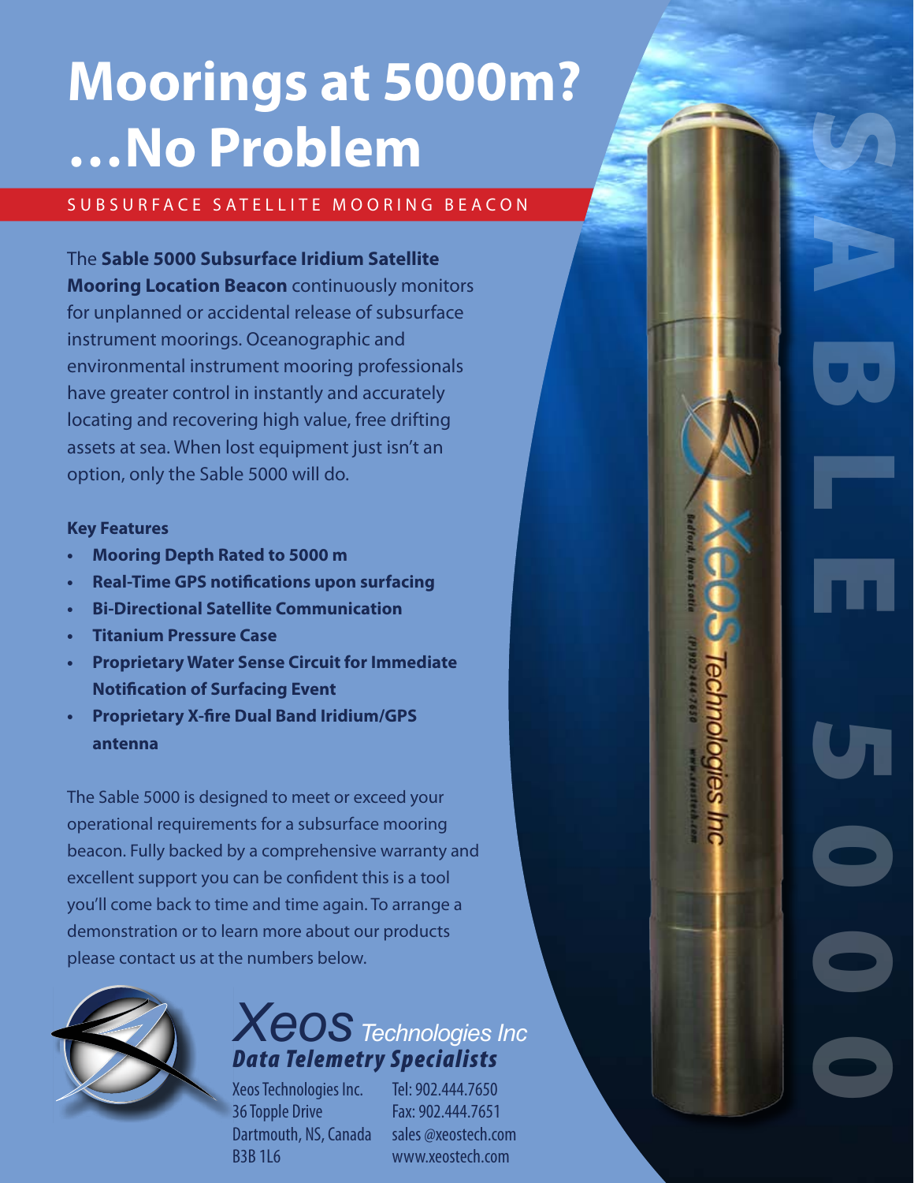# Moorings at 5000m? …No Problem

## SUBSURFACE SATELLITE MOORING BEACON

The **Sable 5000 Subsurface Iridium Satellite Mooring Location Beacon** continuously monitors for unplanned or accidental release of subsurface instrument moorings. Oceanographic and environmental instrument mooring professionals have greater control in instantly and accurately locating and recovering high value, free drifting assets at sea. When lost equipment just isn't an option, only the Sable 5000 will do.

### Key Features

- **Mooring Depth Rated to 5000 m**
- **Real-Time GPS notifications upon surfacing**
- **Bi-Directional Satellite Communication**
- **Titanium Pressure Case**
- **Proprietary Water Sense Circuit for Immediate Notification of Surfacing Event**
- **Proprietary X-fire Dual Band Iridium/GPS antenna**

The Sable 5000 is designed to meet or exceed your operational requirements for a subsurface mooring beacon. Fully backed by a comprehensive warranty and excellent support you can be confident this is a tool you'll come back to time and time again. To arrange a demonstration or to learn more about our products please contact us at the numbers below.

**Xeos** Technologies Inc
***Data Telemetry Specialists***

Xeos Technologies Inc.
36 Topple Drive
Dartmouth, NS, Canada
B3B 1L6

Tel: 902.444.7650
Fax: 902.444.7651
sales @xeostech.com
www.xeostech.com

SABLE 5000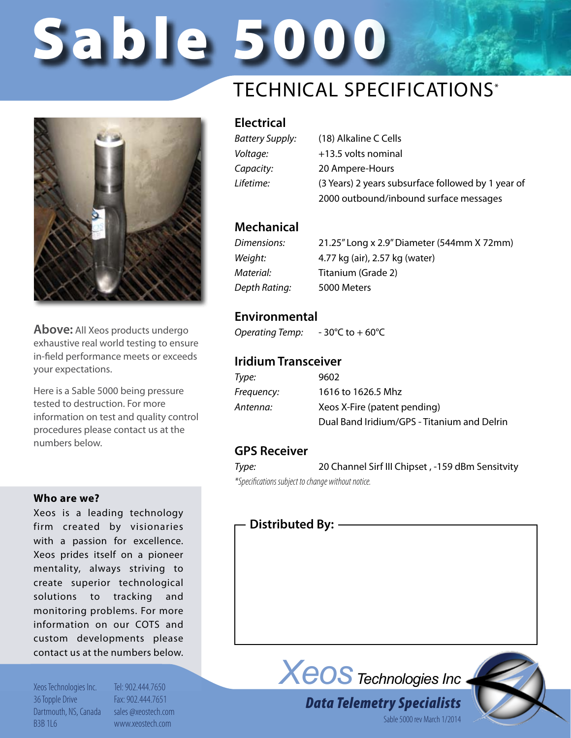# Sable 5000

## TECHNICAL SPECIFICATIONS*

### Electrical

| | |
|---|---|
| *Battery Supply:* | (18) Alkaline C Cells |
| *Voltage:* | +13.5 volts nominal |
| *Capacity:* | 20 Ampere-Hours |
| *Lifetime:* | (3 Years) 2 years subsurface followed by 1 year of 2000 outbound/inbound surface messages |

### Mechanical

| | |
|---|---|
| *Dimensions:* | 21.25" Long x 2.9" Diameter (544mm X 72mm) |
| *Weight:* | 4.77 kg (air), 2.57 kg (water) |
| *Material:* | Titanium (Grade 2) |
| *Depth Rating:* | 5000 Meters |

### Environmental

| | |
|---|---|
| *Operating Temp:* | - 30°C to + 60°C |

### Iridium Transceiver

| | |
|---|---|
| *Type:* | 9602 |
| *Frequency:* | 1616 to 1626.5 Mhz |
| *Antenna:* | Xeos X-Fire (patent pending) Dual Band Iridium/GPS - Titanium and Delrin |

### GPS Receiver

| | |
|---|---|
| *Type:* | 20 Channel Sirf III Chipset , -159 dBm Sensitvity |

*\*Specifications subject to change without notice.*

**Above:** All Xeos products undergo exhaustive real world testing to ensure in-field performance meets or exceeds your expectations.

Here is a Sable 5000 being pressure tested to destruction. For more information on test and quality control procedures please contact us at the numbers below.

**Who are we?**

Xeos is a leading technology firm created by visionaries with a passion for excellence. Xeos prides itself on a pioneer mentality, always striving to create superior technological solutions to tracking and monitoring problems. For more information on our COTS and custom developments please contact us at the numbers below.

**Distributed By:**

Xeos Technologies Inc.
36 Topple Drive
Dartmouth, NS, Canada
B3B 1L6

Tel: 902.444.7650
Fax: 902.444.7651
sales @xeostech.com
www.xeostech.com

Xeos Technologies Inc

***Data Telemetry Specialists***

Sable 5000 rev March 1/2014